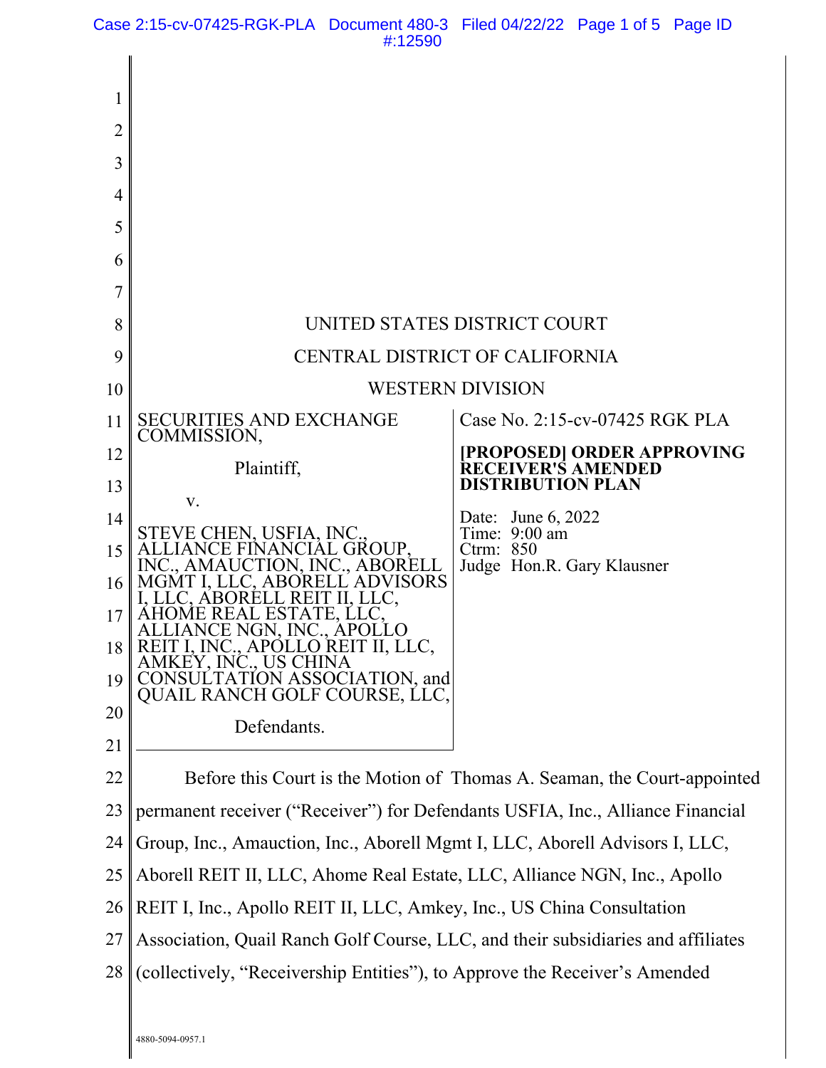UNITED STATES DISTRICT COURT

CENTRAL DISTRICT OF CALIFORNIA

WESTERN DIVISION

| SECURITIES AND EXCHANGE COMMISSION, Plaintiff, v. STEVE CHEN, USFIA, INC., ALLIANCE FINANCIAL GROUP, INC., AMAUCTION, INC., ABORELL MGMT I, LLC, ABORELL ADVISORS I, LLC, ABORELL REIT II, LLC, AHOME REAL ESTATE, LLC, ALLIANCE NGN, INC., APOLLO REIT I, INC., APOLLO REIT II, LLC, AMKEY, INC., US CHINA CONSULTATION ASSOCIATION, and QUAIL RANCH GOLF COURSE, LLC, Defendants. | Case No. 2:15-cv-07425 RGK PLA **[PROPOSED] ORDER APPROVING RECEIVER'S AMENDED DISTRIBUTION PLAN** Date: June 6, 2022 Time: 9:00 am Ctrm: 850 Judge Hon.R. Gary Klausner |
|---|---|

Before this Court is the Motion of Thomas A. Seaman, the Court-appointed permanent receiver ("Receiver") for Defendants USFIA, Inc., Alliance Financial Group, Inc., Amauction, Inc., Aborell Mgmt I, LLC, Aborell Advisors I, LLC, Aborell REIT II, LLC, Ahome Real Estate, LLC, Alliance NGN, Inc., Apollo REIT I, Inc., Apollo REIT II, LLC, Amkey, Inc., US China Consultation Association, Quail Ranch Golf Course, LLC, and their subsidiaries and affiliates (collectively, "Receivership Entities"), to Approve the Receiver's Amended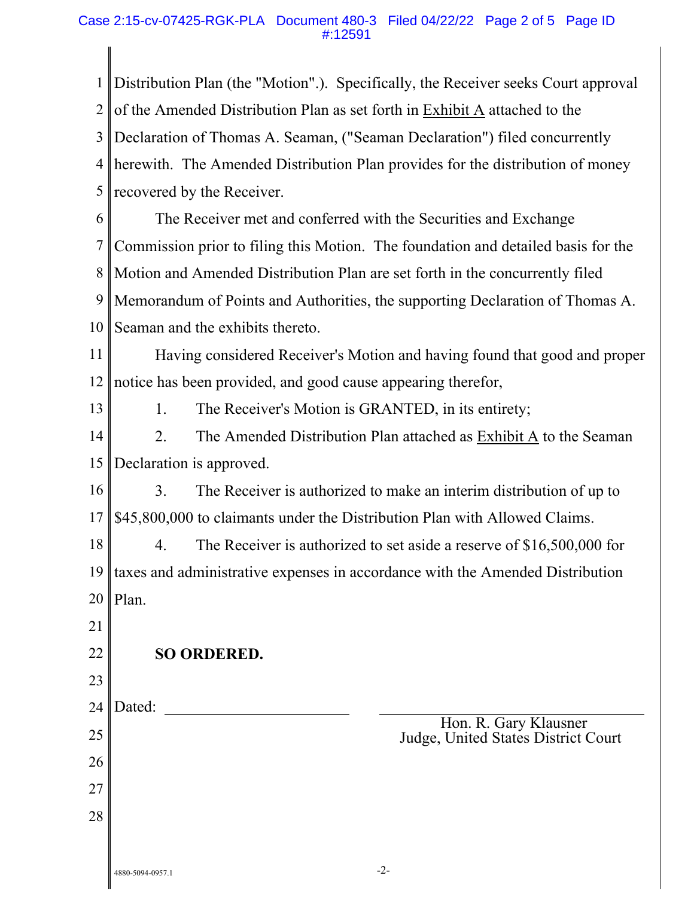Distribution Plan (the "Motion".). Specifically, the Receiver seeks Court approval of the Amended Distribution Plan as set forth in Exhibit A attached to the Declaration of Thomas A. Seaman, ("Seaman Declaration") filed concurrently herewith. The Amended Distribution Plan provides for the distribution of money recovered by the Receiver.

The Receiver met and conferred with the Securities and Exchange Commission prior to filing this Motion. The foundation and detailed basis for the Motion and Amended Distribution Plan are set forth in the concurrently filed Memorandum of Points and Authorities, the supporting Declaration of Thomas A. Seaman and the exhibits thereto.

Having considered Receiver's Motion and having found that good and proper notice has been provided, and good cause appearing therefor,

1. The Receiver's Motion is GRANTED, in its entirety;

2. The Amended Distribution Plan attached as Exhibit A to the Seaman Declaration is approved.

3. The Receiver is authorized to make an interim distribution of up to $45,800,000 to claimants under the Distribution Plan with Allowed Claims.

4. The Receiver is authorized to set aside a reserve of $16,500,000 for taxes and administrative expenses in accordance with the Amended Distribution Plan.

**SO ORDERED.**

Dated: ______________________

______________________________
Hon. R. Gary Klausner
Judge, United States District Court

4880-5094-0957.1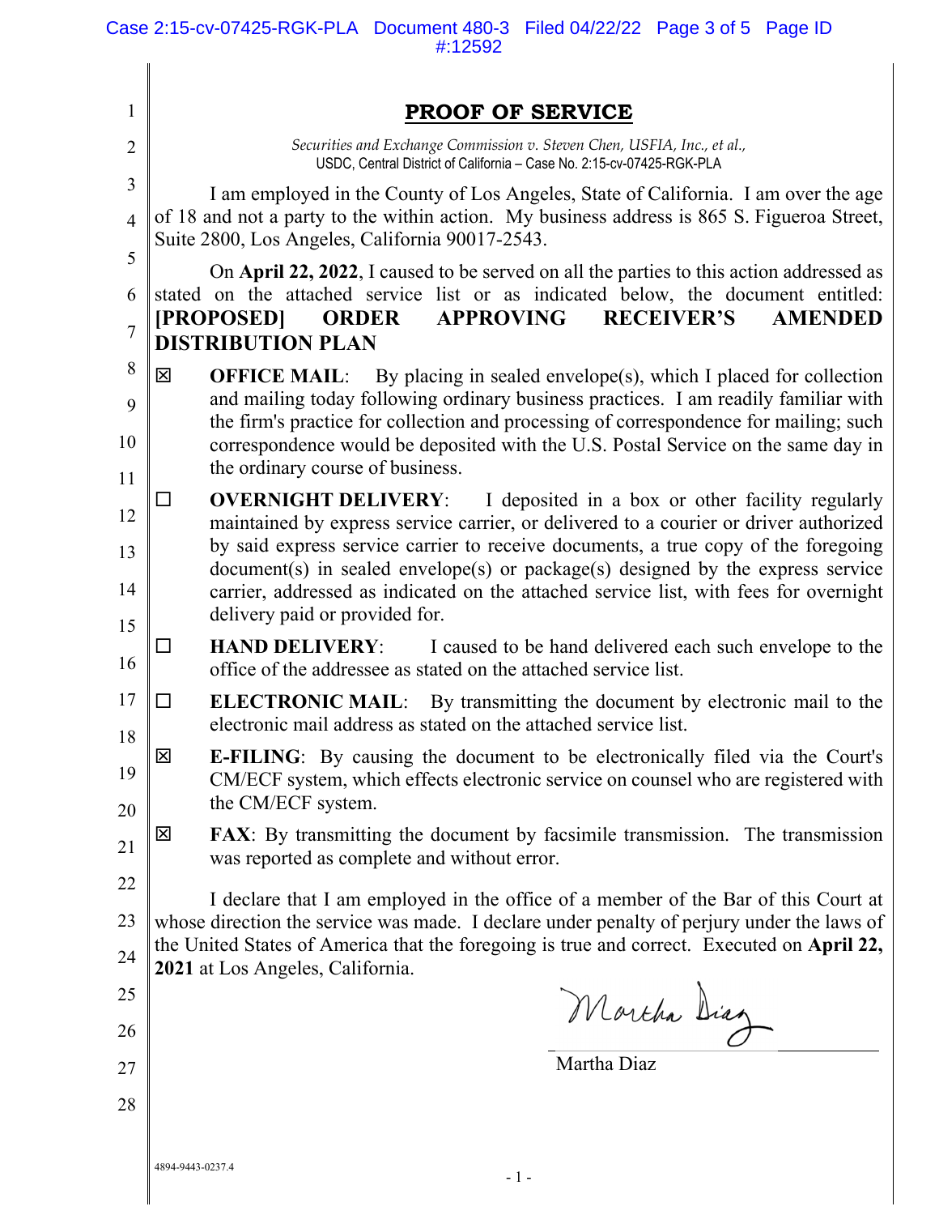# PROOF OF SERVICE

*Securities and Exchange Commission v. Steven Chen, USFIA, Inc., et al.,*
USDC, Central District of California – Case No. 2:15-cv-07425-RGK-PLA

I am employed in the County of Los Angeles, State of California. I am over the age of 18 and not a party to the within action. My business address is 865 S. Figueroa Street, Suite 2800, Los Angeles, California 90017-2543.

On **April 22, 2022**, I caused to be served on all the parties to this action addressed as stated on the attached service list or as indicated below, the document entitled: **[PROPOSED] ORDER APPROVING RECEIVER'S AMENDED DISTRIBUTION PLAN**

☒ **OFFICE MAIL**: By placing in sealed envelope(s), which I placed for collection and mailing today following ordinary business practices. I am readily familiar with the firm's practice for collection and processing of correspondence for mailing; such correspondence would be deposited with the U.S. Postal Service on the same day in the ordinary course of business.

☐ **OVERNIGHT DELIVERY**: I deposited in a box or other facility regularly maintained by express service carrier, or delivered to a courier or driver authorized by said express service carrier to receive documents, a true copy of the foregoing document(s) in sealed envelope(s) or package(s) designed by the express service carrier, addressed as indicated on the attached service list, with fees for overnight delivery paid or provided for.

☐ **HAND DELIVERY**: I caused to be hand delivered each such envelope to the office of the addressee as stated on the attached service list.

☐ **ELECTRONIC MAIL**: By transmitting the document by electronic mail to the electronic mail address as stated on the attached service list.

☒ **E-FILING**: By causing the document to be electronically filed via the Court's CM/ECF system, which effects electronic service on counsel who are registered with the CM/ECF system.

☒ **FAX**: By transmitting the document by facsimile transmission. The transmission was reported as complete and without error.

I declare that I am employed in the office of a member of the Bar of this Court at whose direction the service was made. I declare under penalty of perjury under the laws of the United States of America that the foregoing is true and correct. Executed on **April 22, 2021** at Los Angeles, California.

Martha Diaz

Martha Diaz

4894-9443-0237.4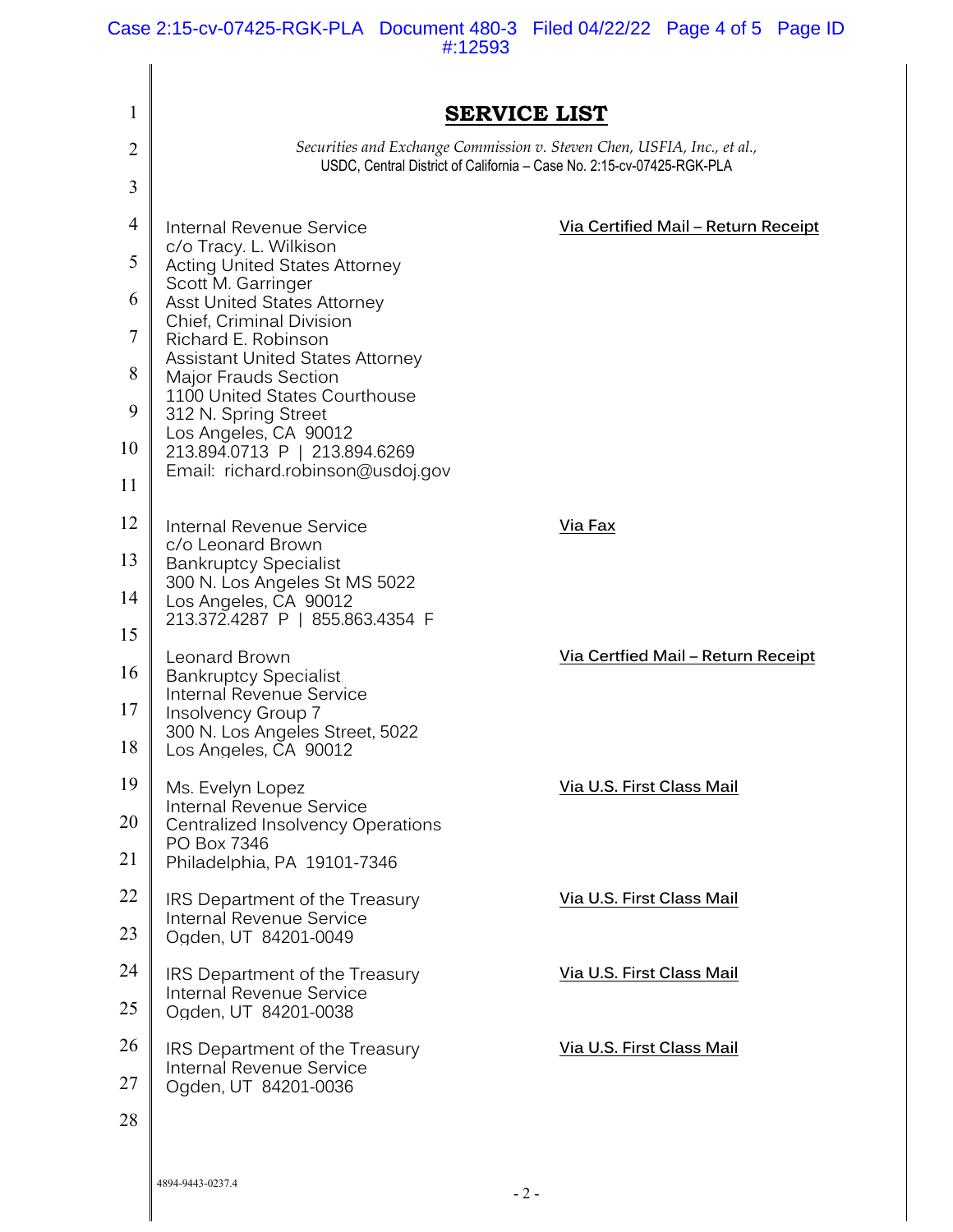# SERVICE LIST

*Securities and Exchange Commission v. Steven Chen, USFIA, Inc., et al.*,
USDC, Central District of California – Case No. 2:15-cv-07425-RGK-PLA

| | |
|---|---|
| Internal Revenue Service<br>c/o Tracy. L. Wilkison<br>Acting United States Attorney<br>Scott M. Garringer<br>Asst United States Attorney<br>Chief, Criminal Division<br>Richard E. Robinson<br>Assistant United States Attorney<br>Major Frauds Section<br>1100 United States Courthouse<br>312 N. Spring Street<br>Los Angeles, CA 90012<br>213.894.0713 P \| 213.894.6269<br>Email: richard.robinson@usdoj.gov | <u>Via Certified Mail – Return Receipt</u> |
| Internal Revenue Service<br>c/o Leonard Brown<br>Bankruptcy Specialist<br>300 N. Los Angeles St MS 5022<br>Los Angeles, CA 90012<br>213.372.4287 P \| 855.863.4354 F | <u>Via Fax</u> |
| Leonard Brown<br>Bankruptcy Specialist<br>Internal Revenue Service<br>Insolvency Group 7<br>300 N. Los Angeles Street, 5022<br>Los Angeles, CA 90012 | <u>Via Certfied Mail – Return Receipt</u> |
| Ms. Evelyn Lopez<br>Internal Revenue Service<br>Centralized Insolvency Operations<br>PO Box 7346<br>Philadelphia, PA 19101-7346 | <u>Via U.S. First Class Mail</u> |
| IRS Department of the Treasury<br>Internal Revenue Service<br>Ogden, UT 84201-0049 | <u>Via U.S. First Class Mail</u> |
| IRS Department of the Treasury<br>Internal Revenue Service<br>Ogden, UT 84201-0038 | <u>Via U.S. First Class Mail</u> |
| IRS Department of the Treasury<br>Internal Revenue Service<br>Ogden, UT 84201-0036 | <u>Via U.S. First Class Mail</u> |

4894-9443-0237.4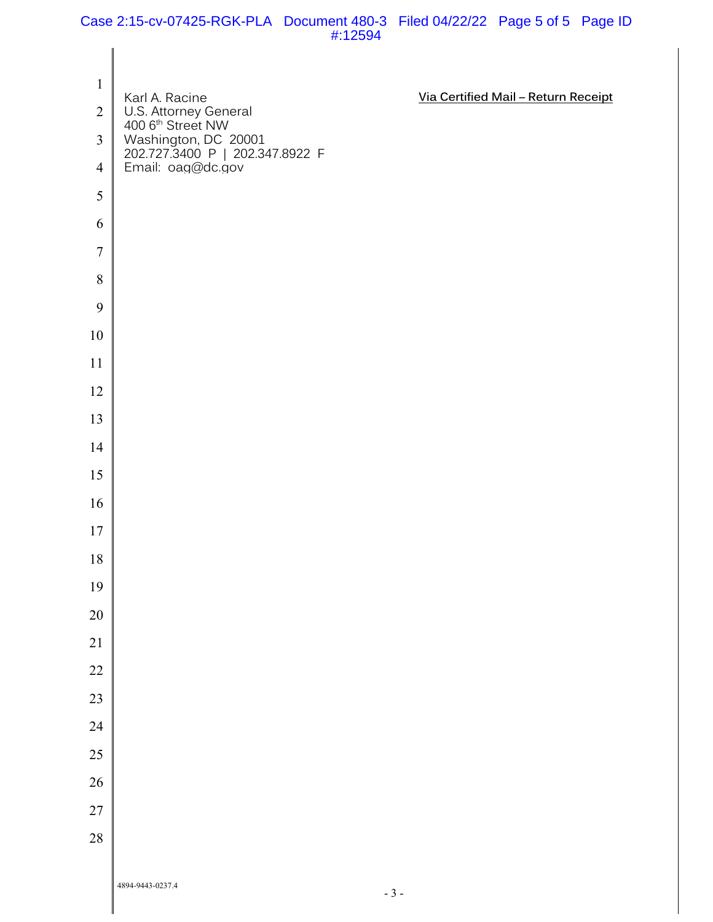Karl A. Racine
U.S. Attorney General
400 6th Street NW
Washington, DC 20001
202.727.3400 P | 202.347.8922 F
Email: oag@dc.gov

**Via Certified Mail – Return Receipt**

4894-9443-0237.4